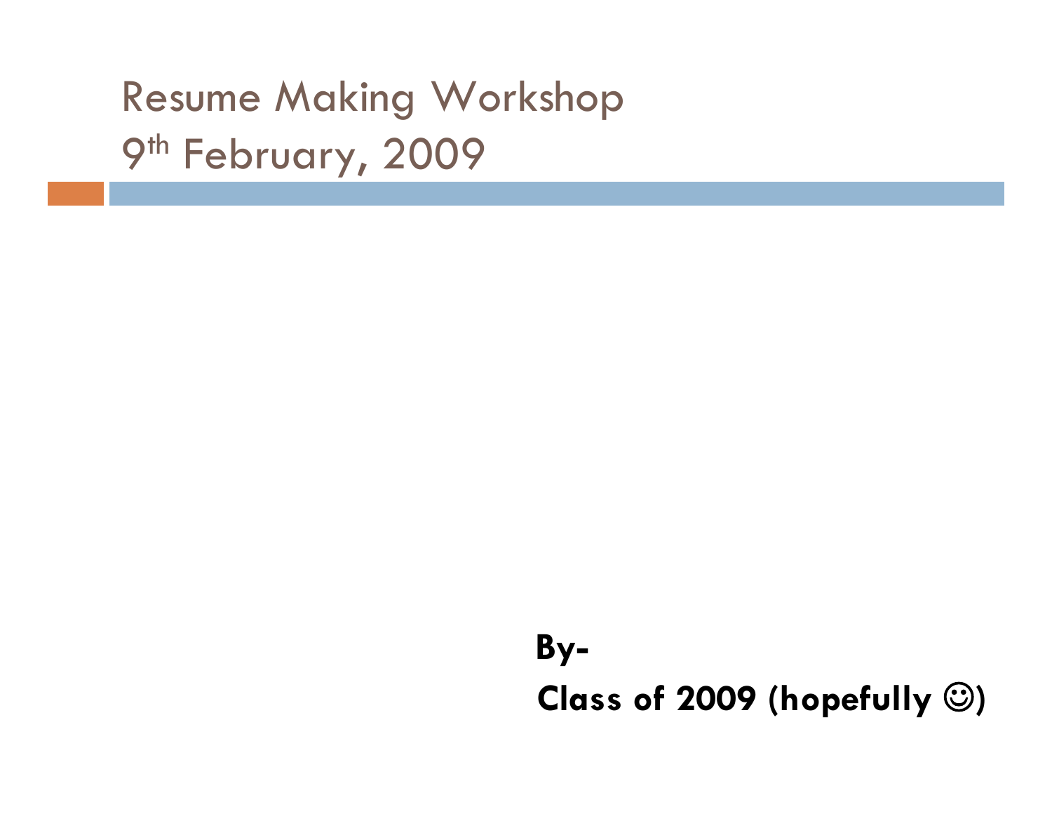# Resume Making Workshop
# 9th February, 2009

**By-**

**Class of 2009 (hopefully ☺)**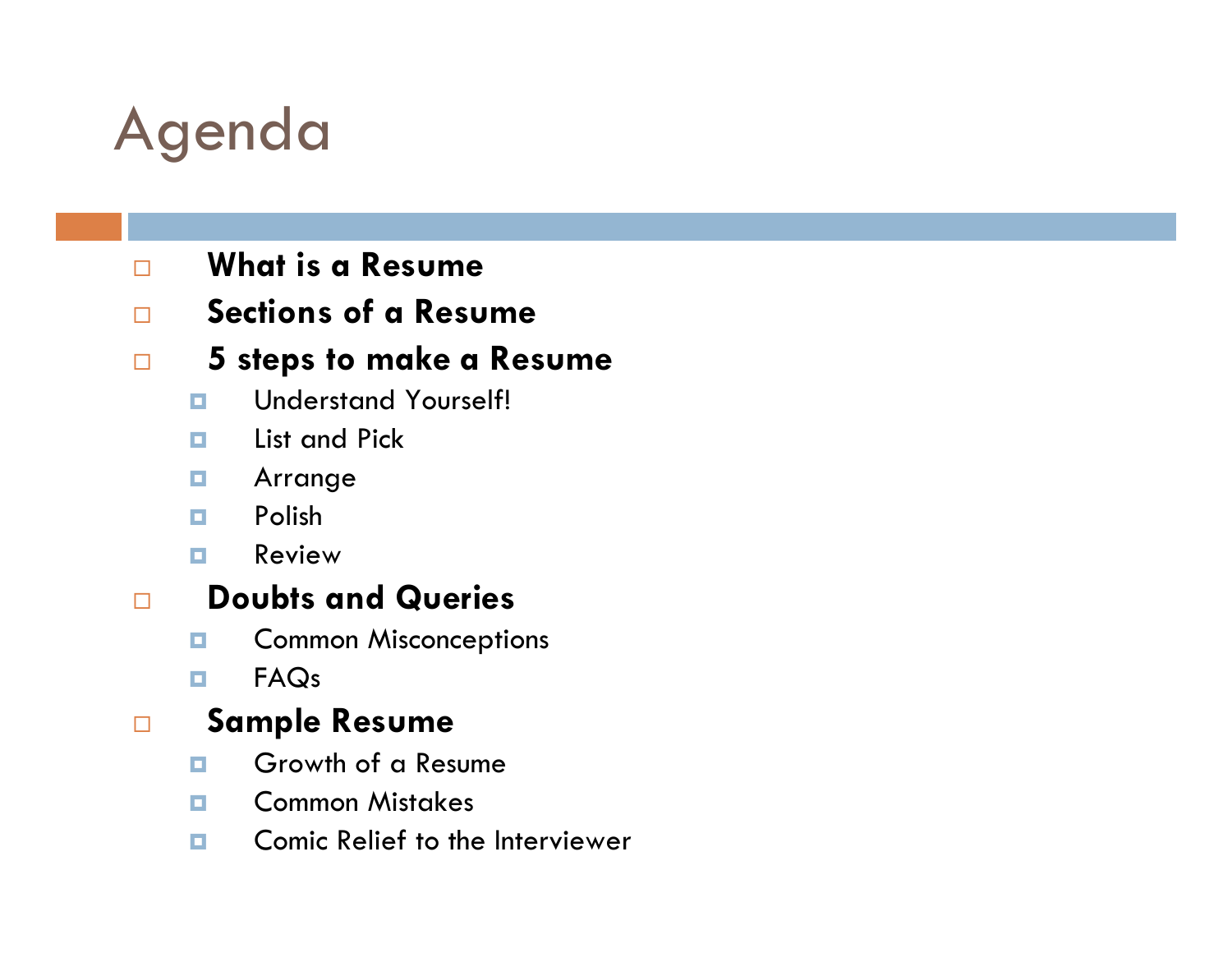# Agenda

- **What is a Resume**
- **Sections of a Resume**
- **5 steps to make a Resume**
  - Understand Yourself!
  - List and Pick
  - Arrange
  - Polish
  - Review
- **Doubts and Queries**
  - Common Misconceptions
  - FAQs
- **Sample Resume**
  - Growth of a Resume
  - Common Mistakes
  - Comic Relief to the Interviewer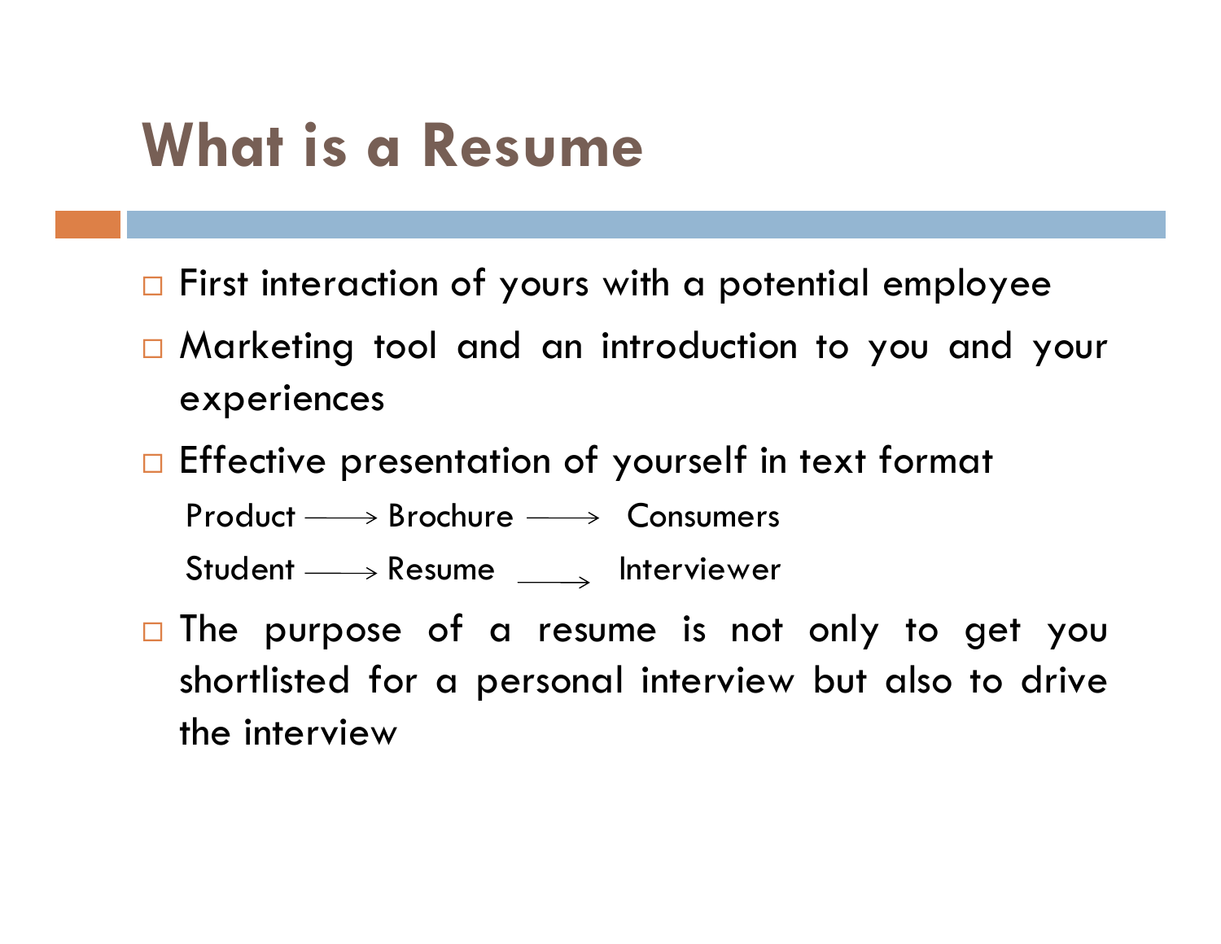# What is a Resume

- First interaction of yours with a potential employee
- Marketing tool and an introduction to you and your experiences
- Effective presentation of yourself in text format

  Product ⟶ Brochure ⟶ Consumers

  Student ⟶ Resume ⟶ Interviewer

- The purpose of a resume is not only to get you shortlisted for a personal interview but also to drive the interview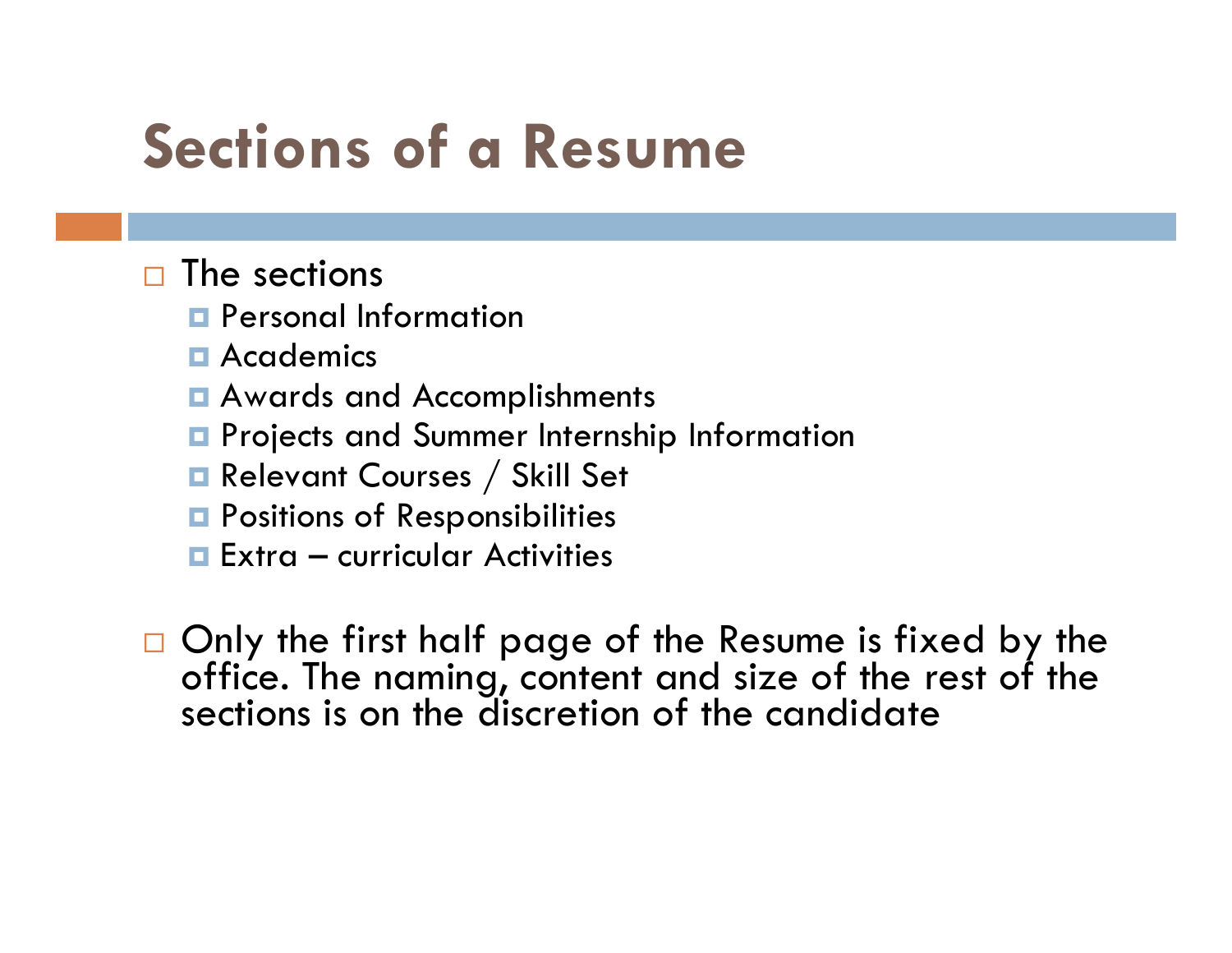# Sections of a Resume

- The sections
  - Personal Information
  - Academics
  - Awards and Accomplishments
  - Projects and Summer Internship Information
  - Relevant Courses / Skill Set
  - Positions of Responsibilities
  - Extra – curricular Activities

- Only the first half page of the Resume is fixed by the office. The naming, content and size of the rest of the sections is on the discretion of the candidate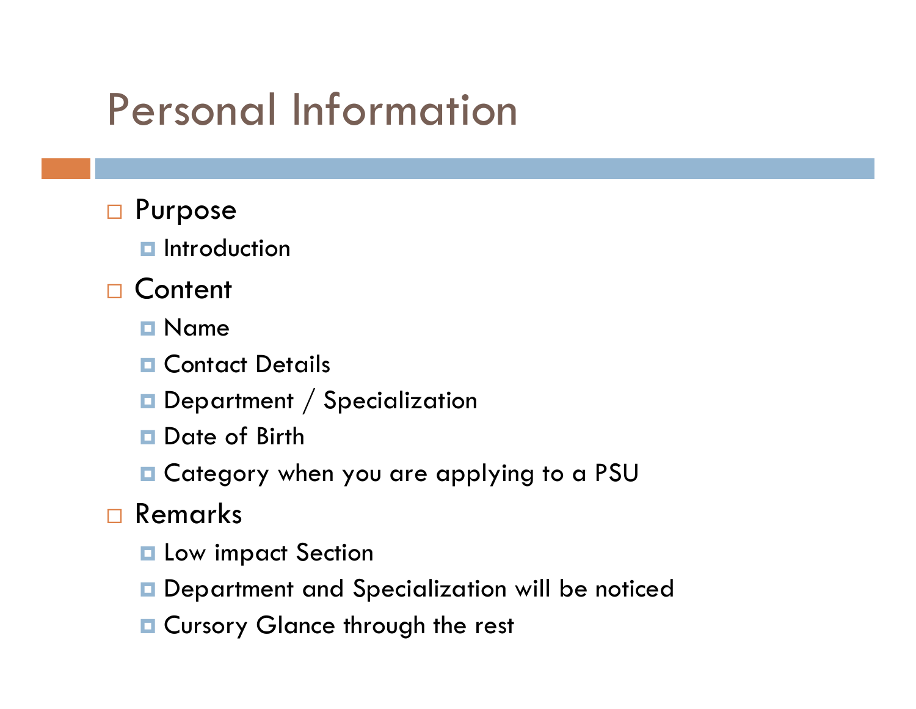# Personal Information

- Purpose
  - Introduction
- Content
  - Name
  - Contact Details
  - Department / Specialization
  - Date of Birth
  - Category when you are applying to a PSU
- Remarks
  - Low impact Section
  - Department and Specialization will be noticed
  - Cursory Glance through the rest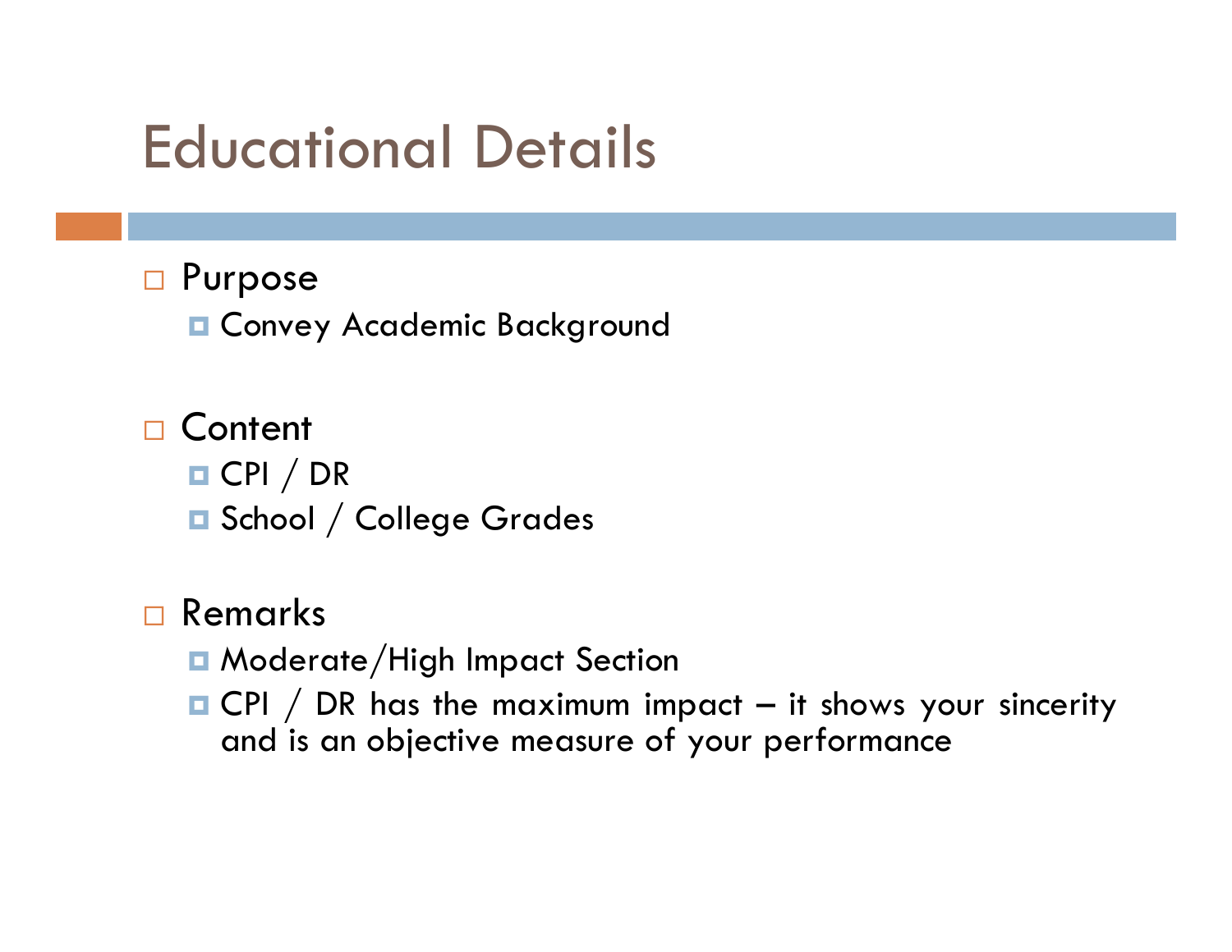# Educational Details

- Purpose
  - Convey Academic Background

- Content
  - CPI / DR
  - School / College Grades

- Remarks
  - Moderate/High Impact Section
  - CPI / DR has the maximum impact – it shows your sincerity and is an objective measure of your performance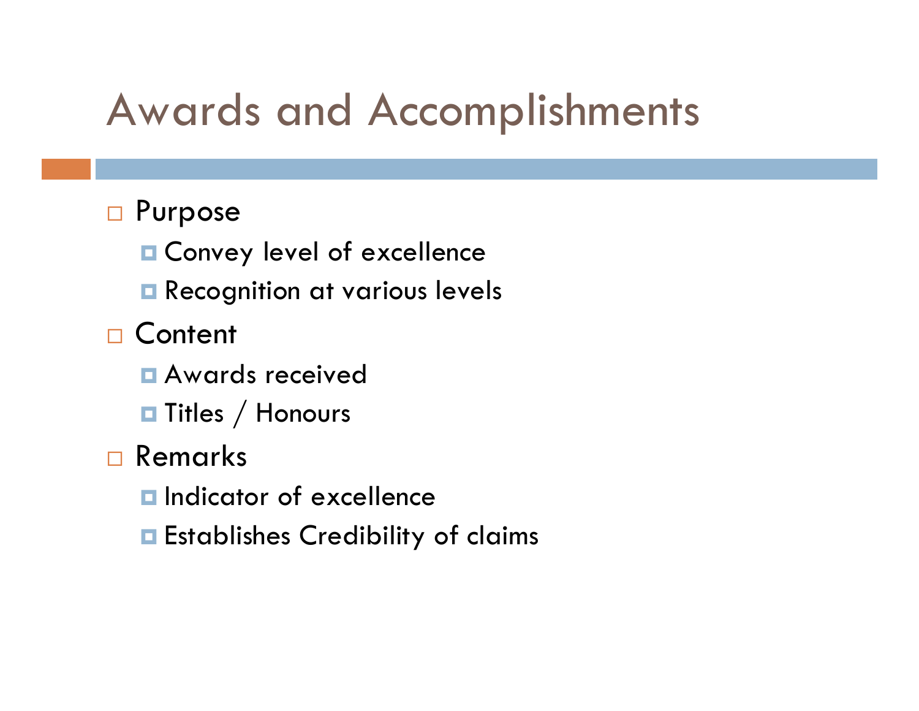# Awards and Accomplishments

- Purpose
  - Convey level of excellence
  - Recognition at various levels
- Content
  - Awards received
  - Titles / Honours
- Remarks
  - Indicator of excellence
  - Establishes Credibility of claims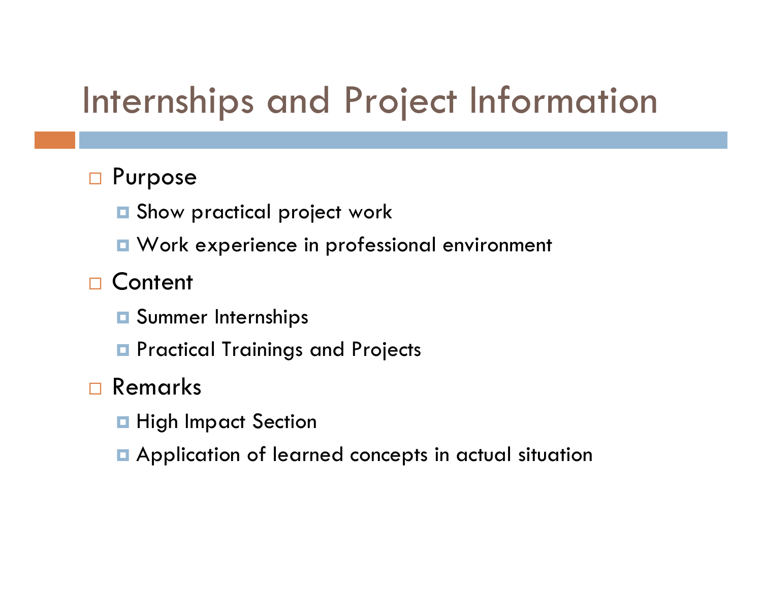# Internships and Project Information

- Purpose
  - Show practical project work
  - Work experience in professional environment
- Content
  - Summer Internships
  - Practical Trainings and Projects
- Remarks
  - High Impact Section
  - Application of learned concepts in actual situation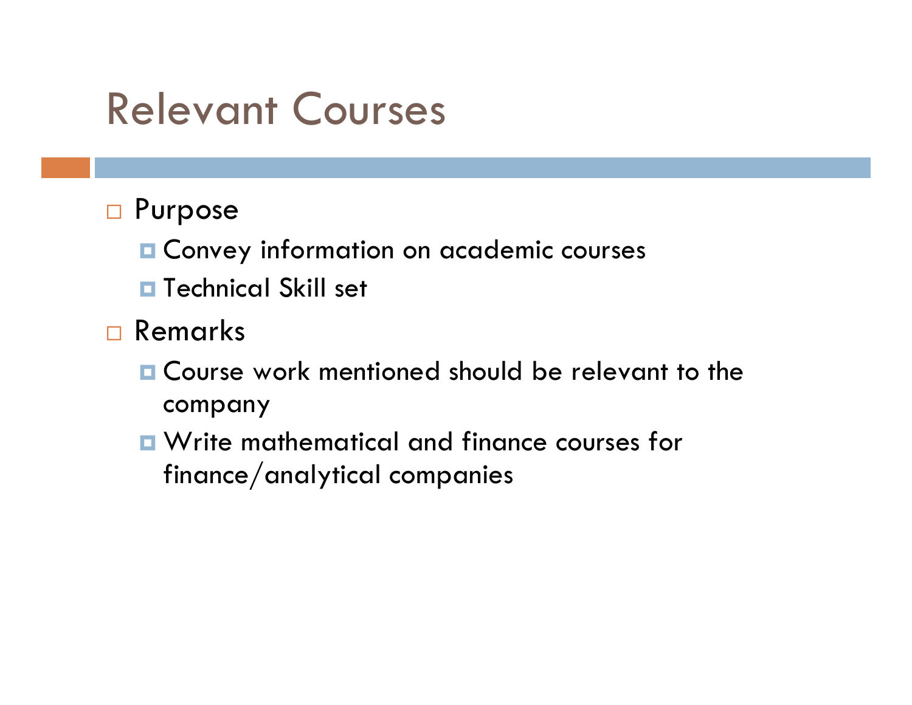# Relevant Courses

- Purpose
  - Convey information on academic courses
  - Technical Skill set
- Remarks
  - Course work mentioned should be relevant to the company
  - Write mathematical and finance courses for finance/analytical companies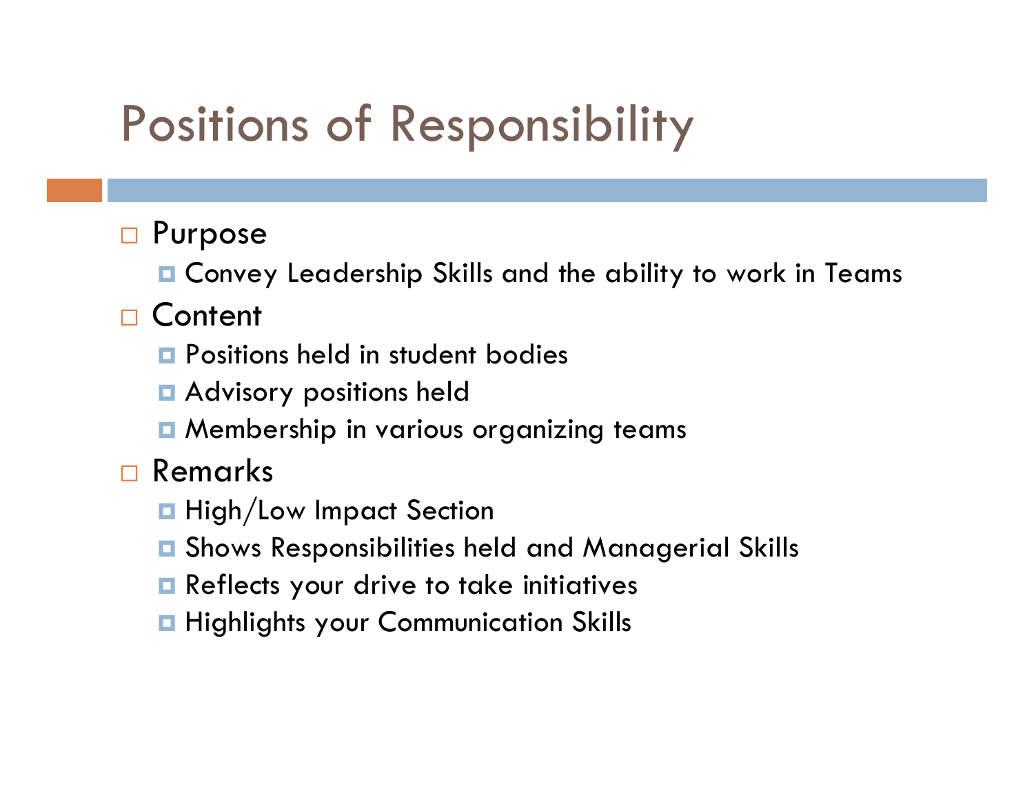# Positions of Responsibility

- Purpose
  - Convey Leadership Skills and the ability to work in Teams
- Content
  - Positions held in student bodies
  - Advisory positions held
  - Membership in various organizing teams
- Remarks
  - High/Low Impact Section
  - Shows Responsibilities held and Managerial Skills
  - Reflects your drive to take initiatives
  - Highlights your Communication Skills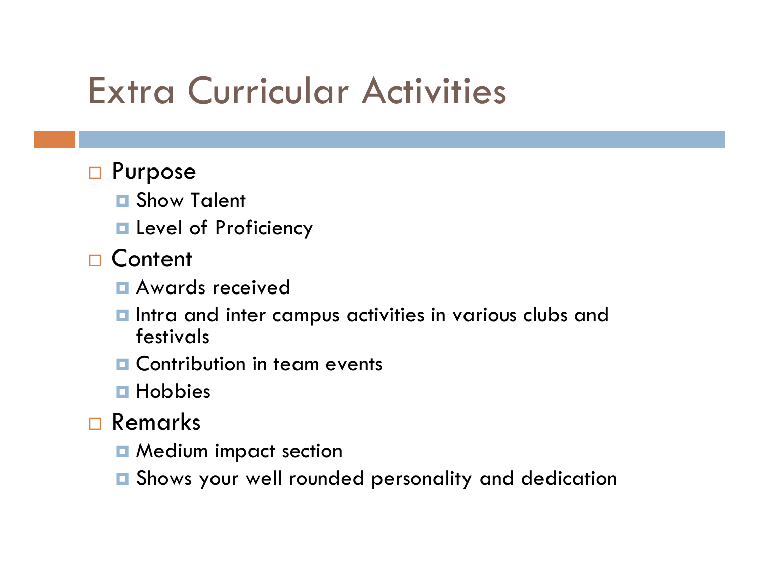# Extra Curricular Activities

- Purpose
  - Show Talent
  - Level of Proficiency
- Content
  - Awards received
  - Intra and inter campus activities in various clubs and festivals
  - Contribution in team events
  - Hobbies
- Remarks
  - Medium impact section
  - Shows your well rounded personality and dedication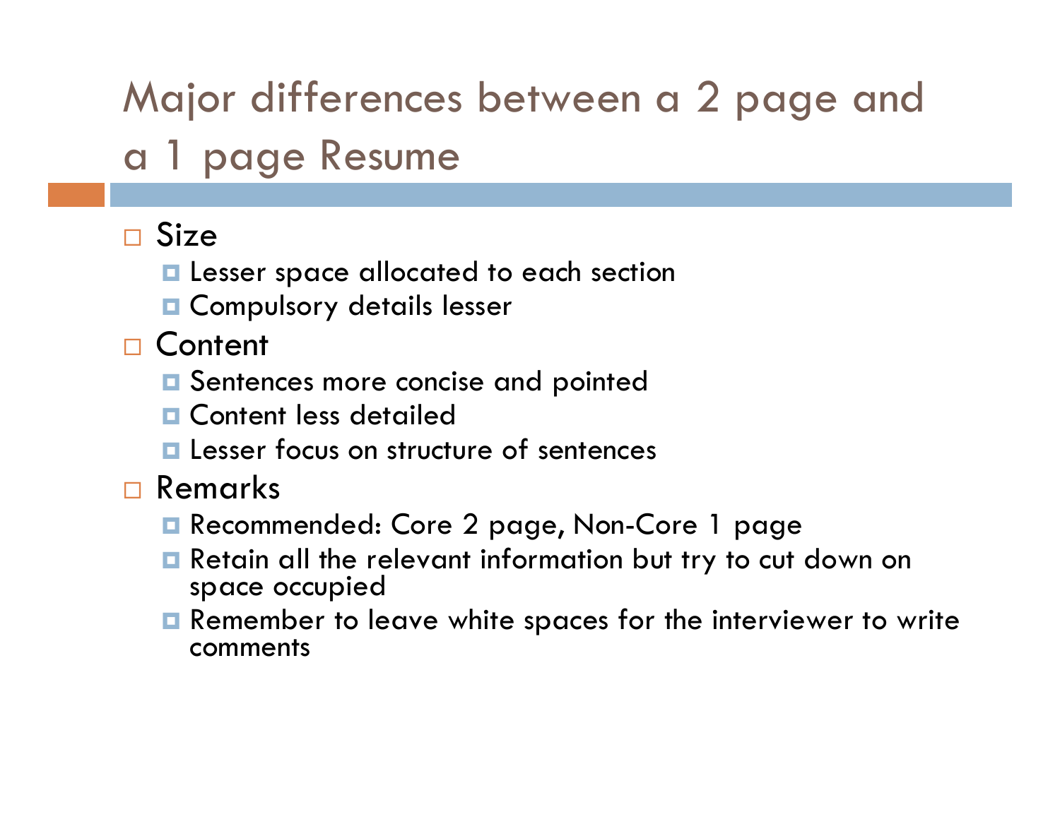# Major differences between a 2 page and a 1 page Resume

- Size
  - Lesser space allocated to each section
  - Compulsory details lesser
- Content
  - Sentences more concise and pointed
  - Content less detailed
  - Lesser focus on structure of sentences
- Remarks
  - Recommended: Core 2 page, Non-Core 1 page
  - Retain all the relevant information but try to cut down on space occupied
  - Remember to leave white spaces for the interviewer to write comments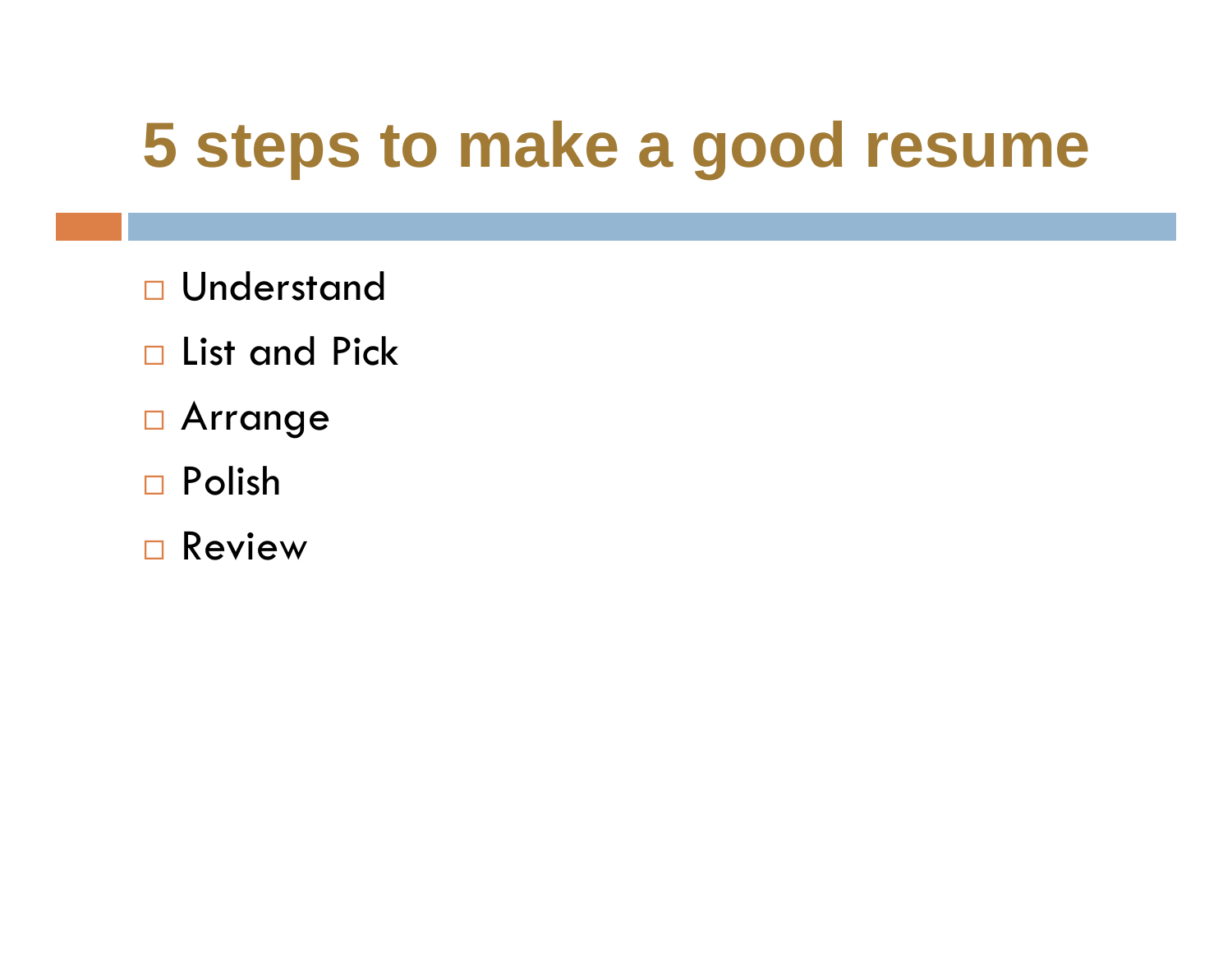# 5 steps to make a good resume

- Understand
- List and Pick
- Arrange
- Polish
- Review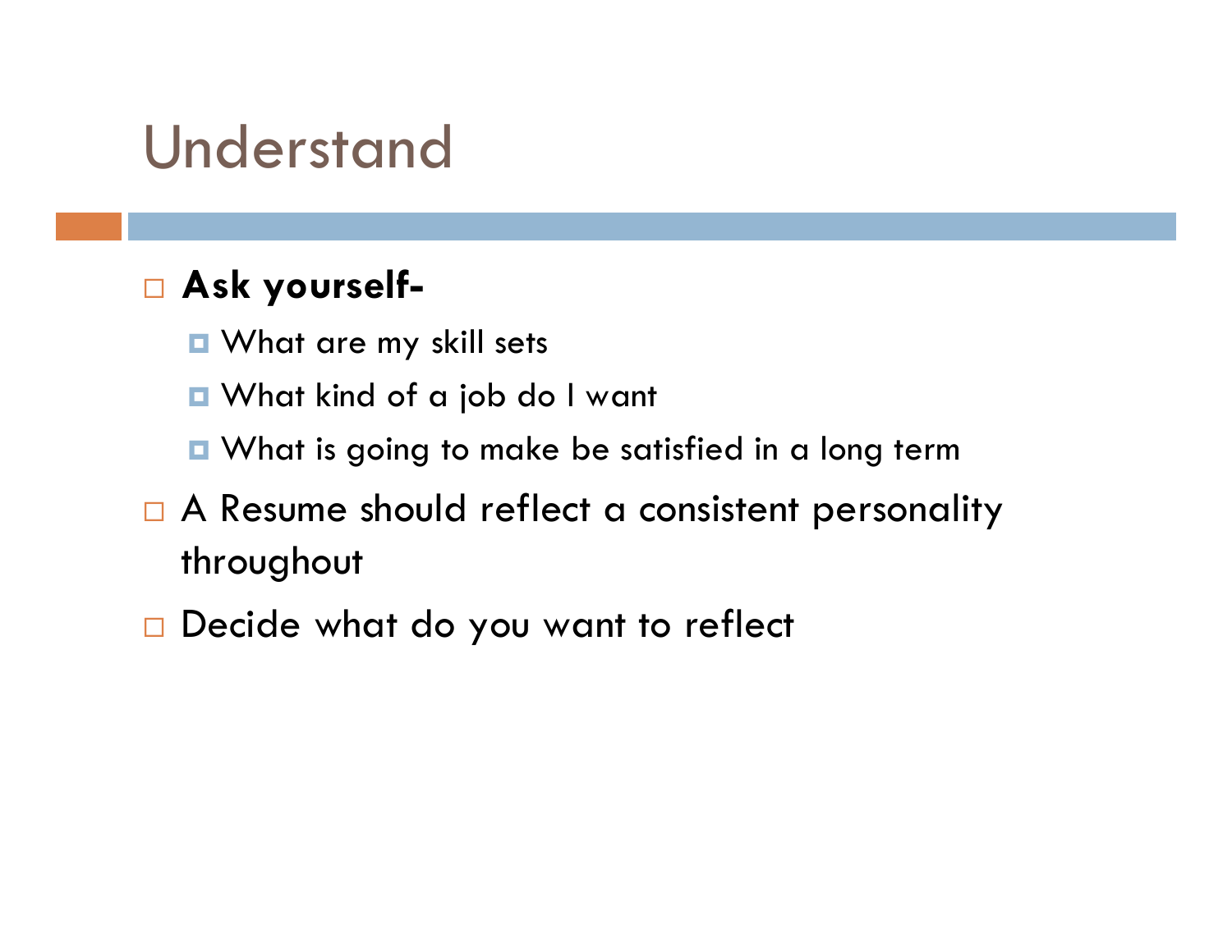# Understand

- **Ask yourself-**
  - What are my skill sets
  - What kind of a job do I want
  - What is going to make be satisfied in a long term
- A Resume should reflect a consistent personality throughout
- Decide what do you want to reflect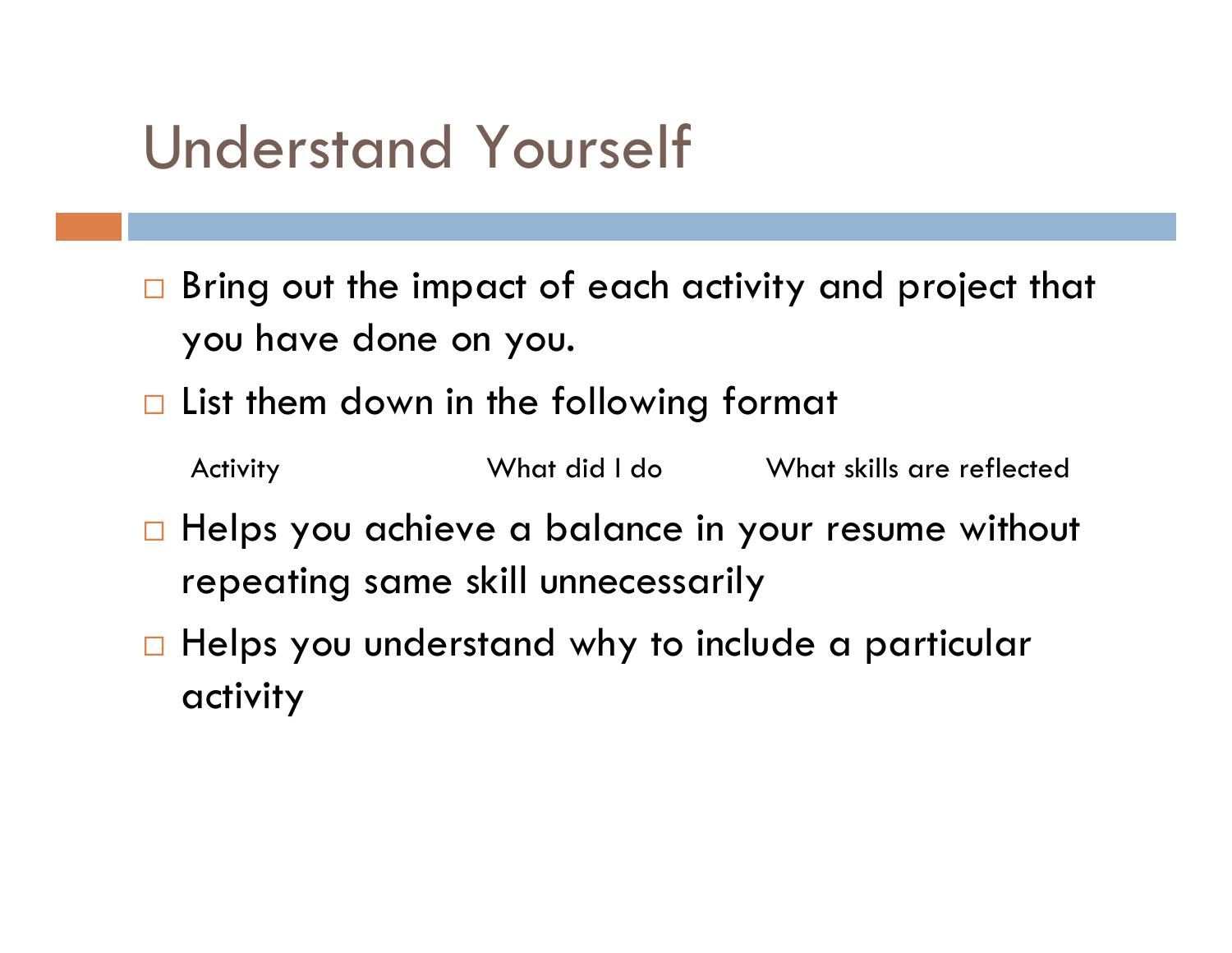# Understand Yourself

- Bring out the impact of each activity and project that you have done on you.
- List them down in the following format

| Activity | What did I do | What skills are reflected |
|---|---|---|

- Helps you achieve a balance in your resume without repeating same skill unnecessarily
- Helps you understand why to include a particular activity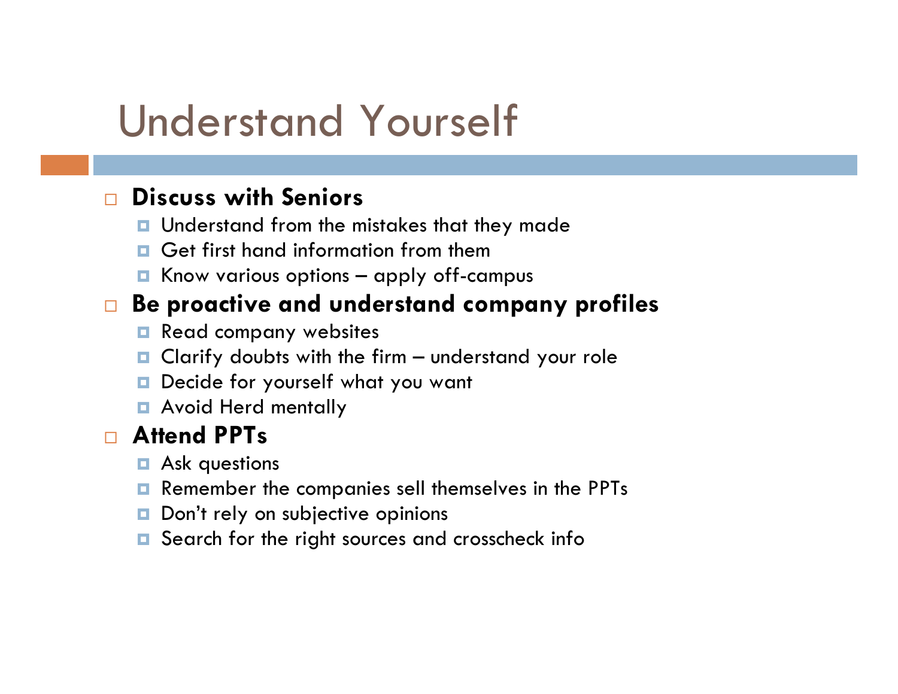# Understand Yourself

- **Discuss with Seniors**
  - Understand from the mistakes that they made
  - Get first hand information from them
  - Know various options – apply off-campus
- **Be proactive and understand company profiles**
  - Read company websites
  - Clarify doubts with the firm – understand your role
  - Decide for yourself what you want
  - Avoid Herd mentally
- **Attend PPTs**
  - Ask questions
  - Remember the companies sell themselves in the PPTs
  - Don't rely on subjective opinions
  - Search for the right sources and crosscheck info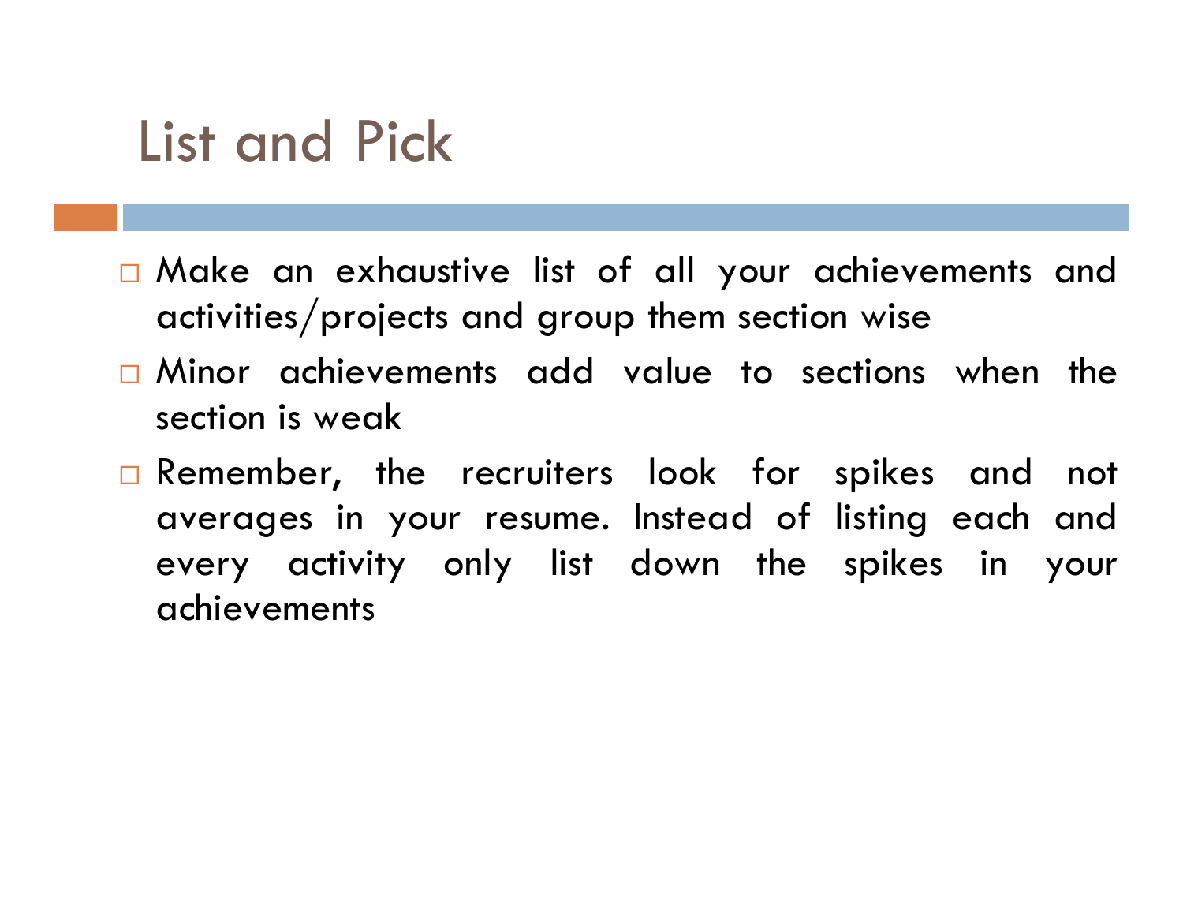# List and Pick

- Make an exhaustive list of all your achievements and activities/projects and group them section wise
- Minor achievements add value to sections when the section is weak
- Remember, the recruiters look for spikes and not averages in your resume. Instead of listing each and every activity only list down the spikes in your achievements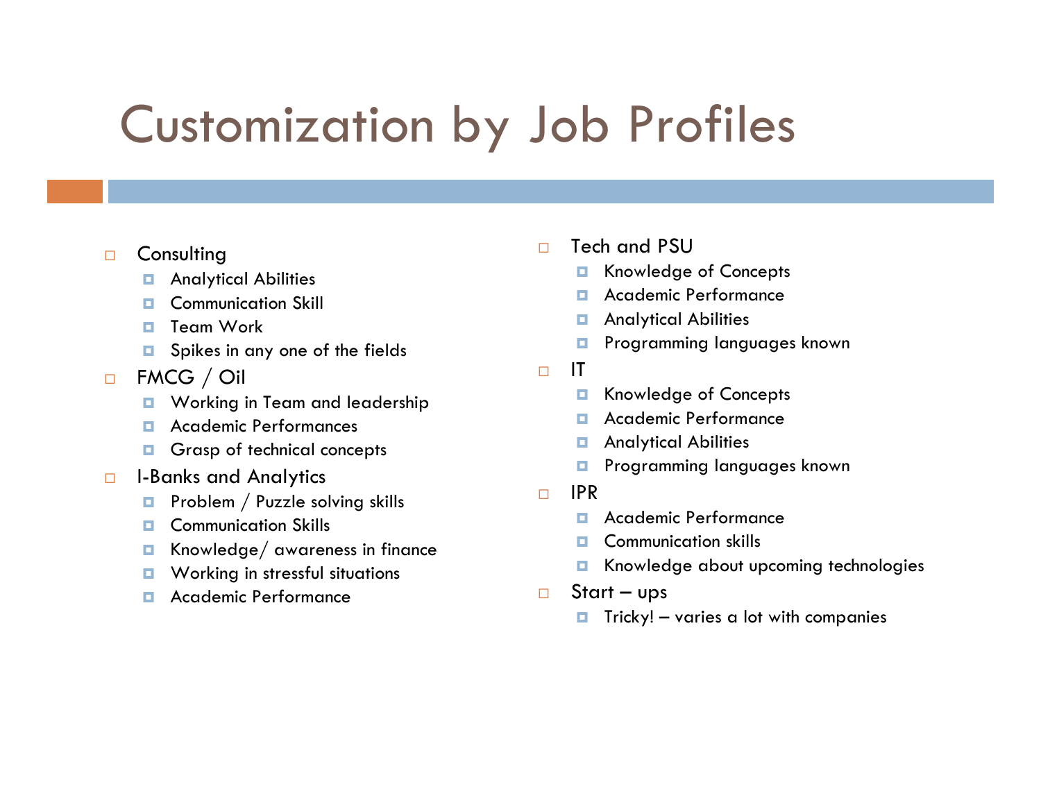# Customization by Job Profiles

- Consulting
  - Analytical Abilities
  - Communication Skill
  - Team Work
  - Spikes in any one of the fields
- FMCG / Oil
  - Working in Team and leadership
  - Academic Performances
  - Grasp of technical concepts
- I-Banks and Analytics
  - Problem / Puzzle solving skills
  - Communication Skills
  - Knowledge/ awareness in finance
  - Working in stressful situations
  - Academic Performance
- Tech and PSU
  - Knowledge of Concepts
  - Academic Performance
  - Analytical Abilities
  - Programming languages known
- IT
  - Knowledge of Concepts
  - Academic Performance
  - Analytical Abilities
  - Programming languages known
- IPR
  - Academic Performance
  - Communication skills
  - Knowledge about upcoming technologies
- Start – ups
  - Tricky! – varies a lot with companies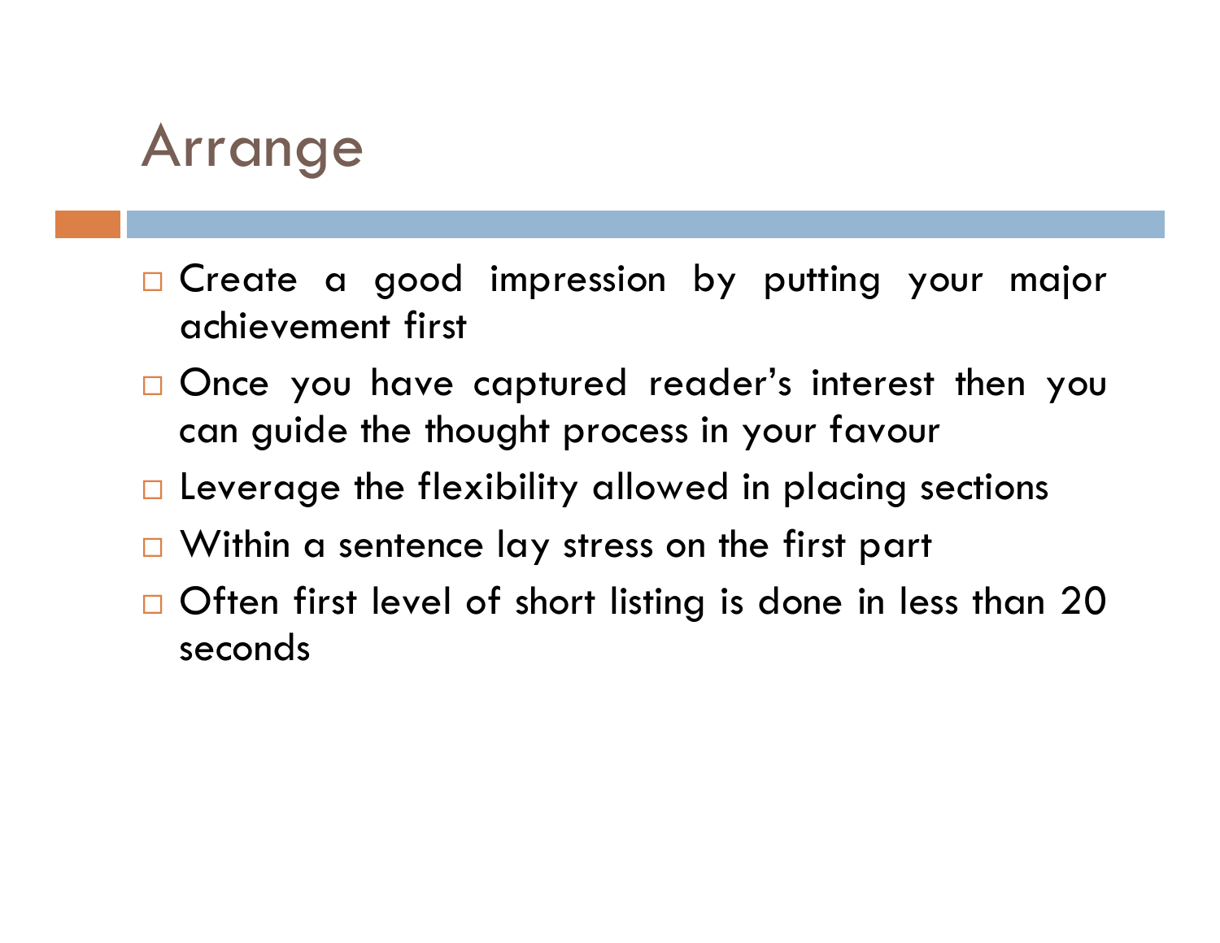# Arrange

- Create a good impression by putting your major achievement first
- Once you have captured reader's interest then you can guide the thought process in your favour
- Leverage the flexibility allowed in placing sections
- Within a sentence lay stress on the first part
- Often first level of short listing is done in less than 20 seconds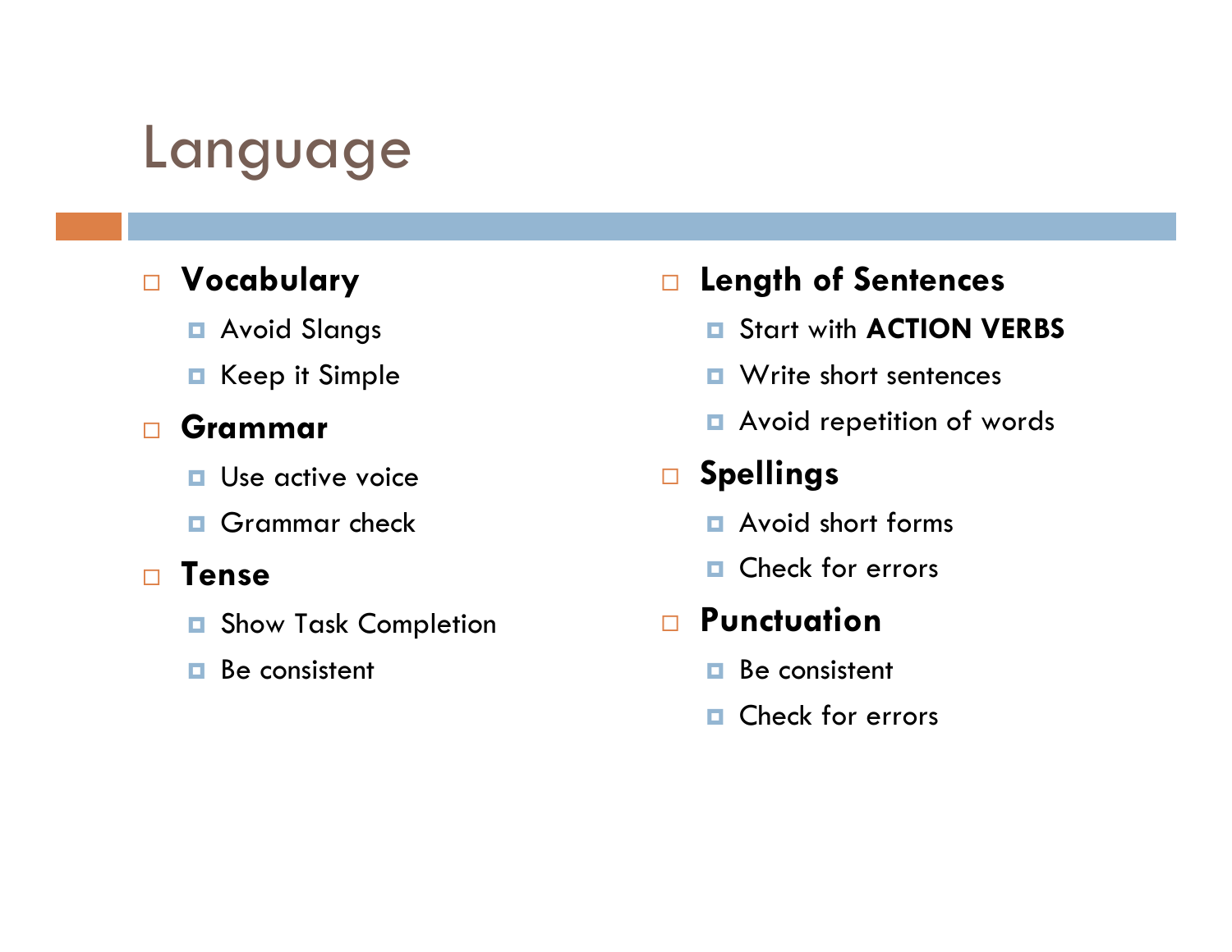# Language

- **Vocabulary**
  - Avoid Slangs
  - Keep it Simple
- **Grammar**
  - Use active voice
  - Grammar check
- **Tense**
  - Show Task Completion
  - Be consistent
- **Length of Sentences**
  - Start with **ACTION VERBS**
  - Write short sentences
  - Avoid repetition of words
- **Spellings**
  - Avoid short forms
  - Check for errors
- **Punctuation**
  - Be consistent
  - Check for errors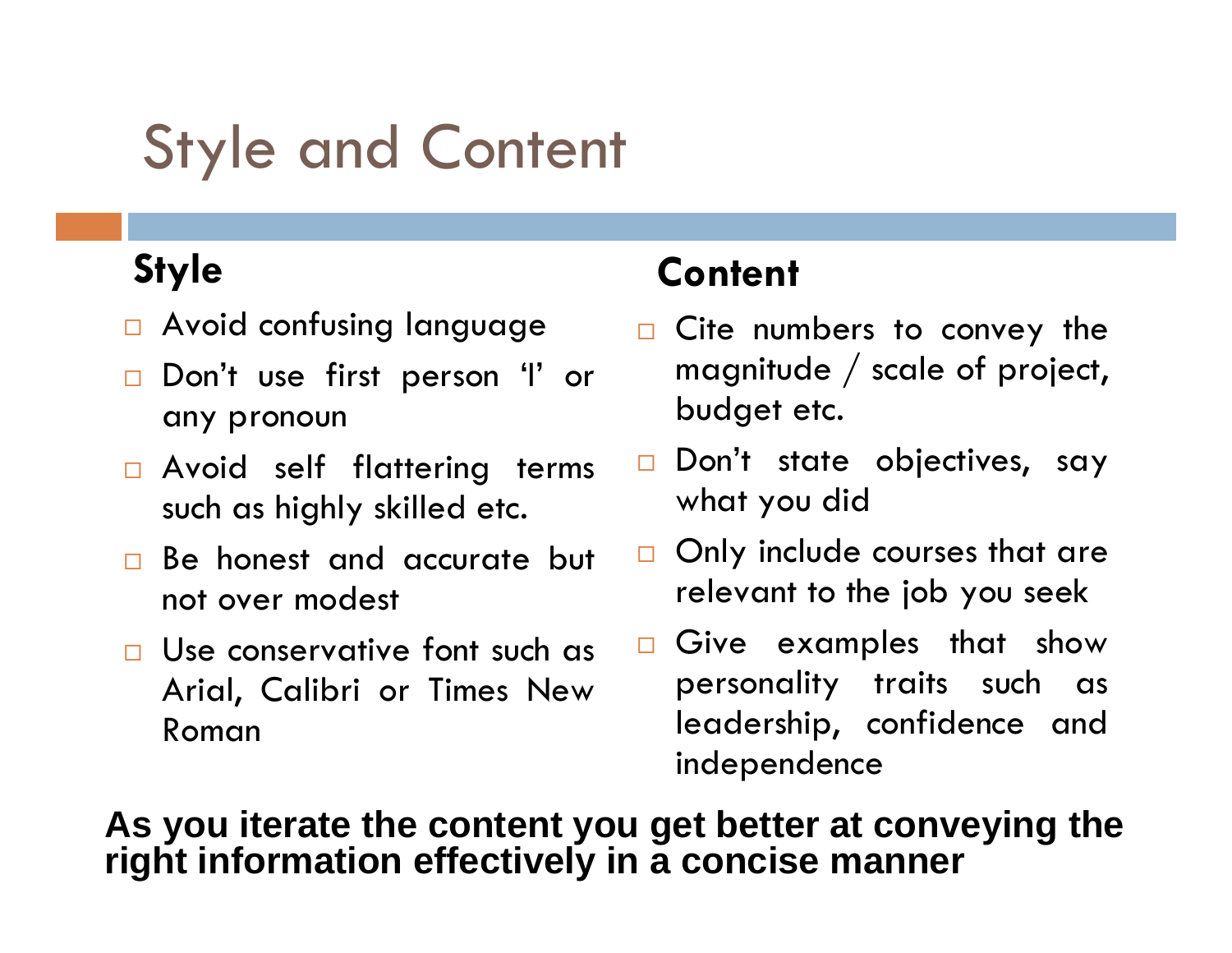# Style and Content

## Style

- Avoid confusing language
- Don't use first person 'I' or any pronoun
- Avoid self flattering terms such as highly skilled etc.
- Be honest and accurate but not over modest
- Use conservative font such as Arial, Calibri or Times New Roman

## Content

- Cite numbers to convey the magnitude / scale of project, budget etc.
- Don't state objectives, say what you did
- Only include courses that are relevant to the job you seek
- Give examples that show personality traits such as leadership, confidence and independence

**As you iterate the content you get better at conveying the right information effectively in a concise manner**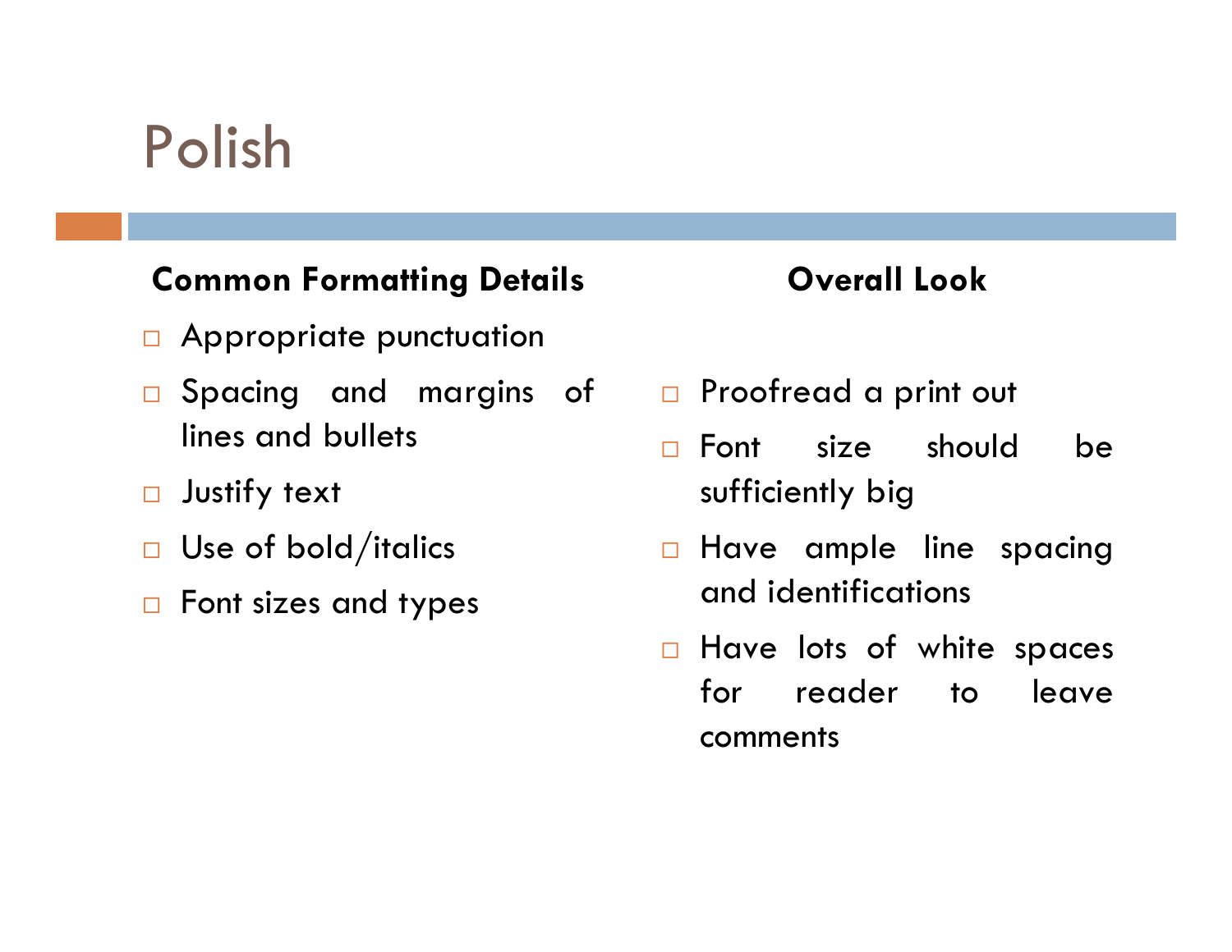# Polish

**Common Formatting Details**

- Appropriate punctuation
- Spacing and margins of lines and bullets
- Justify text
- Use of bold/italics
- Font sizes and types

**Overall Look**

- Proofread a print out
- Font size should be sufficiently big
- Have ample line spacing and identifications
- Have lots of white spaces for reader to leave comments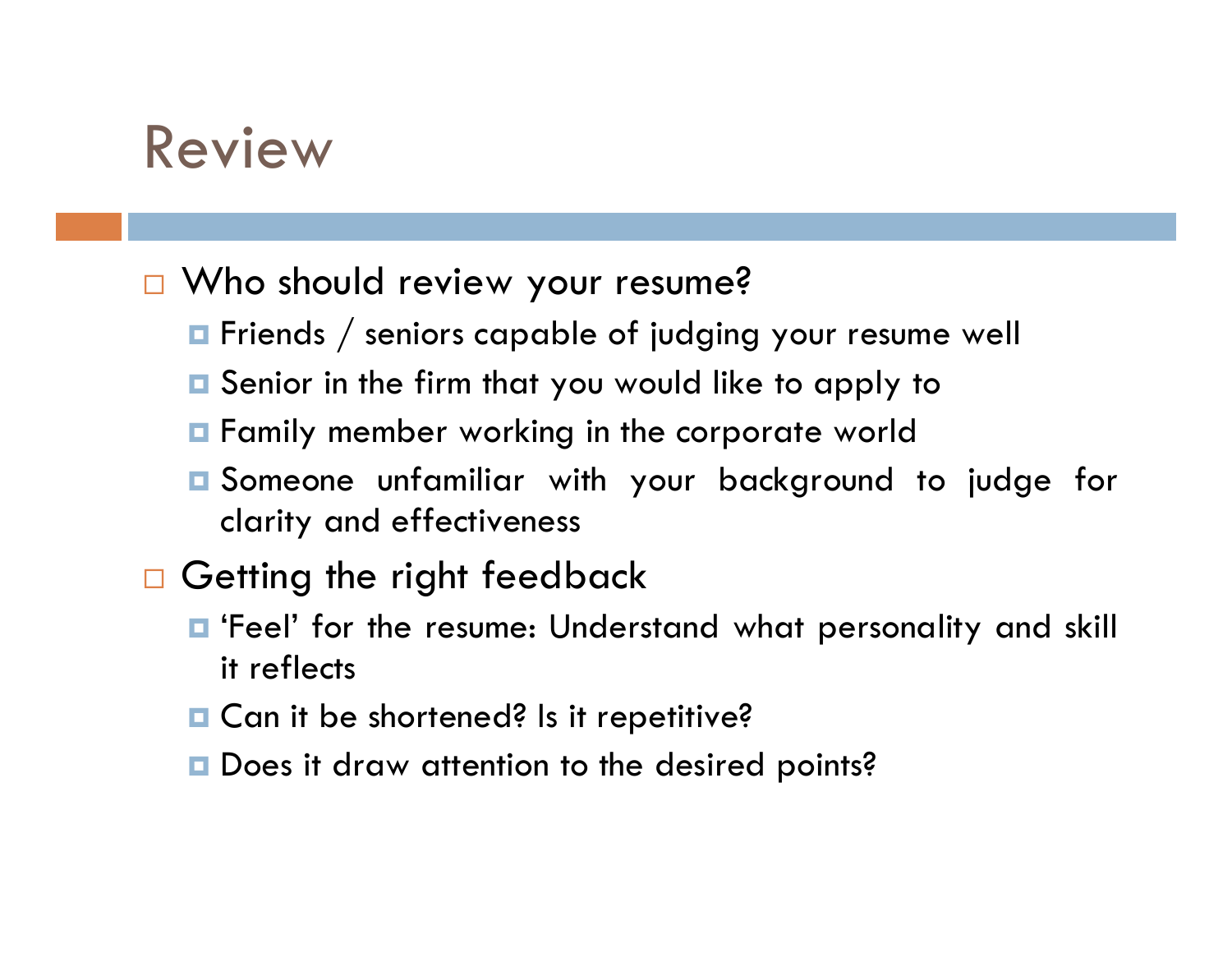# Review

- Who should review your resume?
  - Friends / seniors capable of judging your resume well
  - Senior in the firm that you would like to apply to
  - Family member working in the corporate world
  - Someone unfamiliar with your background to judge for clarity and effectiveness
- Getting the right feedback
  - 'Feel' for the resume: Understand what personality and skill it reflects
  - Can it be shortened? Is it repetitive?
  - Does it draw attention to the desired points?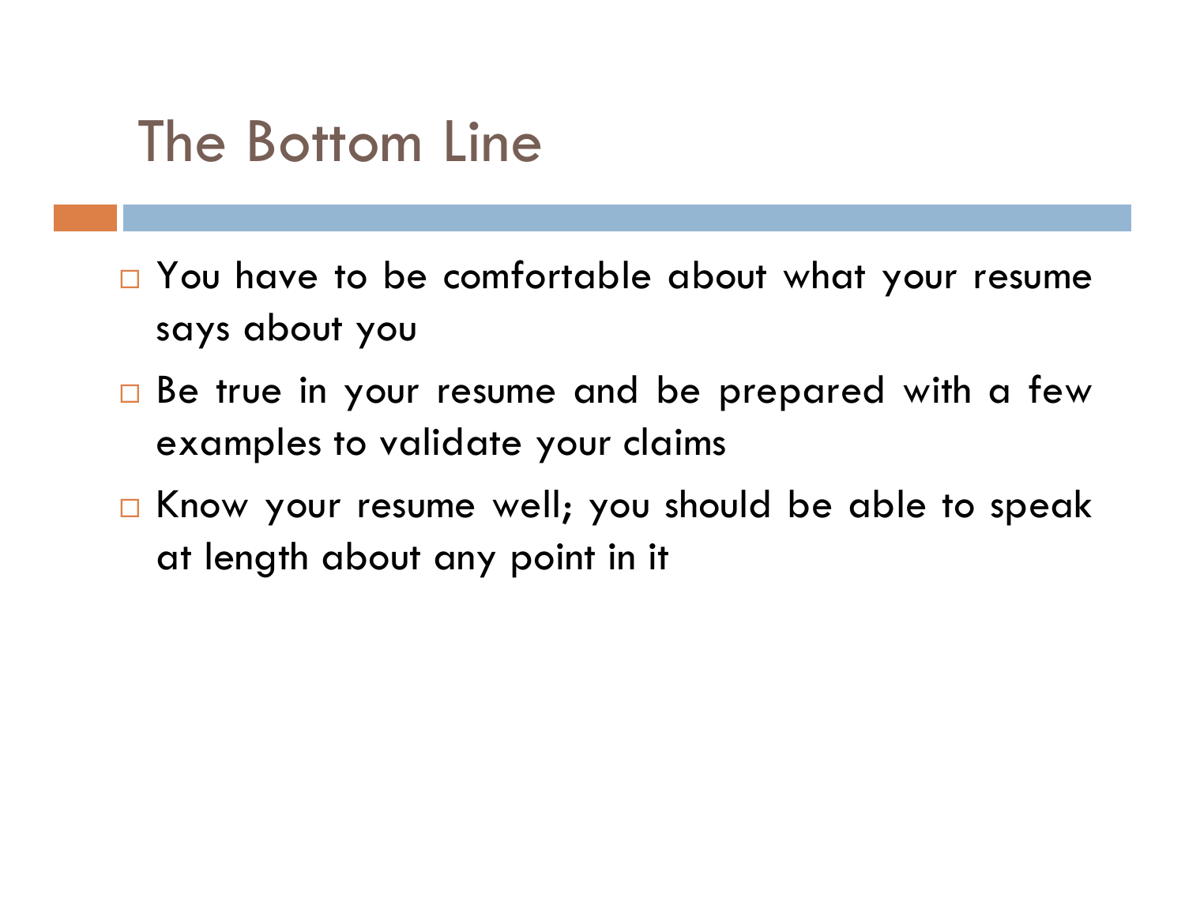# The Bottom Line

- You have to be comfortable about what your resume says about you
- Be true in your resume and be prepared with a few examples to validate your claims
- Know your resume well; you should be able to speak at length about any point in it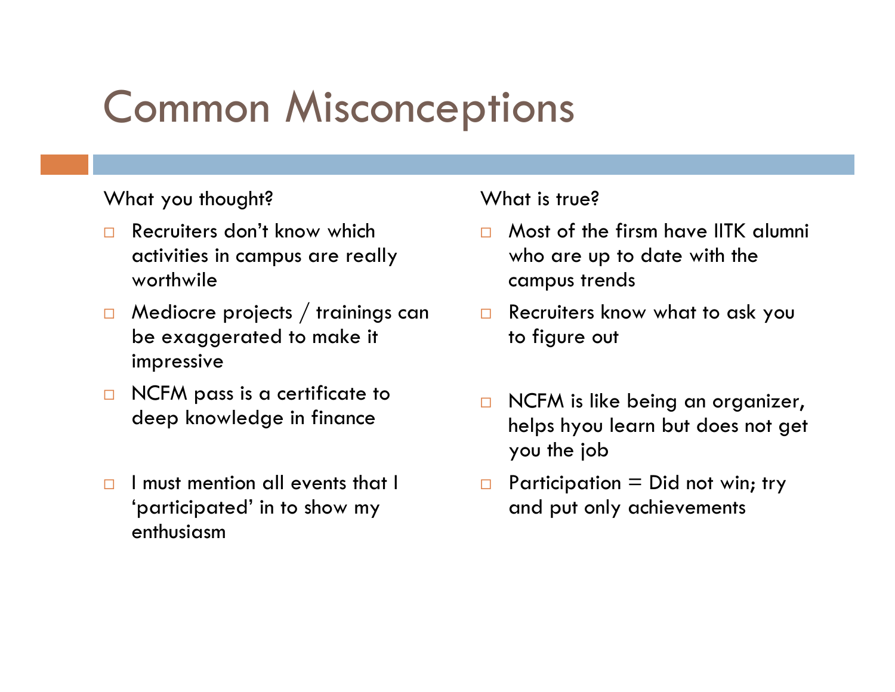# Common Misconceptions

What you thought?

- Recruiters don't know which activities in campus are really worthwile
- Mediocre projects / trainings can be exaggerated to make it impressive
- NCFM pass is a certificate to deep knowledge in finance
- I must mention all events that I 'participated' in to show my enthusiasm

What is true?

- Most of the firsm have IITK alumni who are up to date with the campus trends
- Recruiters know what to ask you to figure out
- NCFM is like being an organizer, helps hyou learn but does not get you the job
- Participation = Did not win; try and put only achievements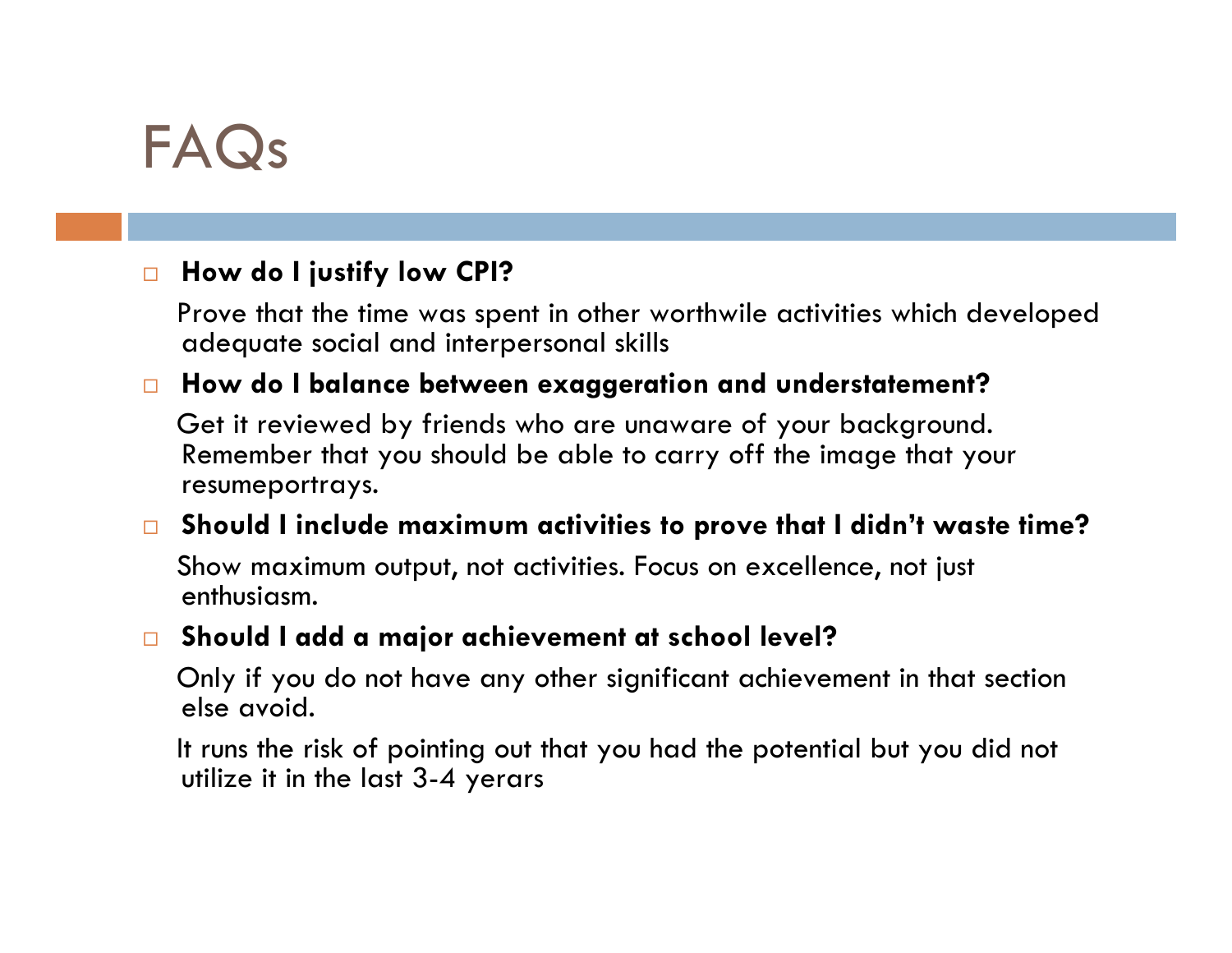# FAQs

- **How do I justify low CPI?**

  Prove that the time was spent in other worthwile activities which developed adequate social and interpersonal skills

- **How do I balance between exaggeration and understatement?**

  Get it reviewed by friends who are unaware of your background. Remember that you should be able to carry off the image that your resumeportrays.

- **Should I include maximum activities to prove that I didn't waste time?**

  Show maximum output, not activities. Focus on excellence, not just enthusiasm.

- **Should I add a major achievement at school level?**

  Only if you do not have any other significant achievement in that section else avoid.

  It runs the risk of pointing out that you had the potential but you did not utilize it in the last 3-4 yerars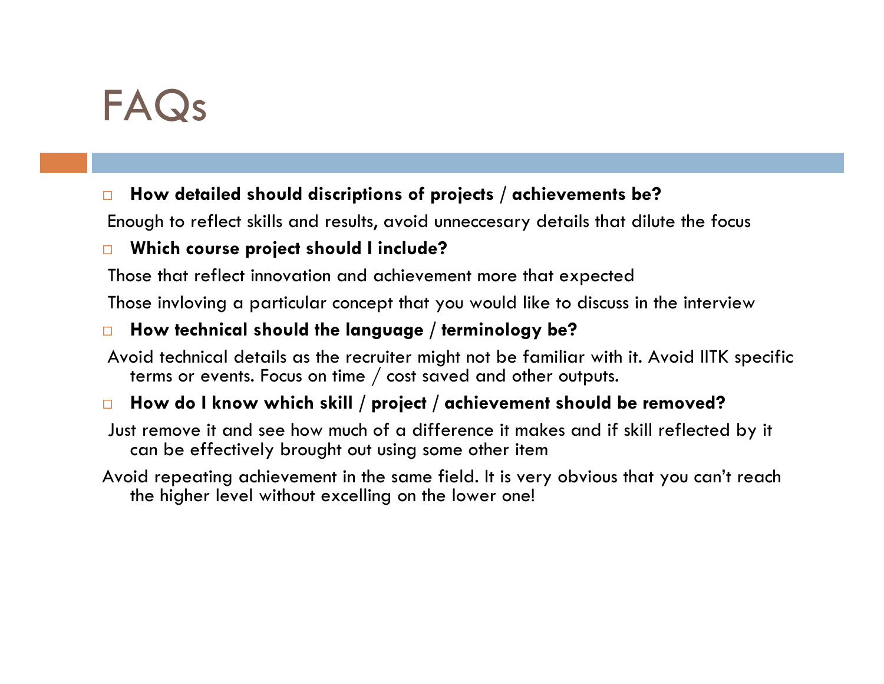# FAQs

- **How detailed should discriptions of projects / achievements be?**

Enough to reflect skills and results, avoid unneccesary details that dilute the focus

- **Which course project should I include?**

Those that reflect innovation and achievement more that expected

Those invloving a particular concept that you would like to discuss in the interview

- **How technical should the language / terminology be?**

Avoid technical details as the recruiter might not be familiar with it. Avoid IITK specific terms or events. Focus on time / cost saved and other outputs.

- **How do I know which skill / project / achievement should be removed?**

Just remove it and see how much of a difference it makes and if skill reflected by it can be effectively brought out using some other item

Avoid repeating achievement in the same field. It is very obvious that you can't reach the higher level without excelling on the lower one!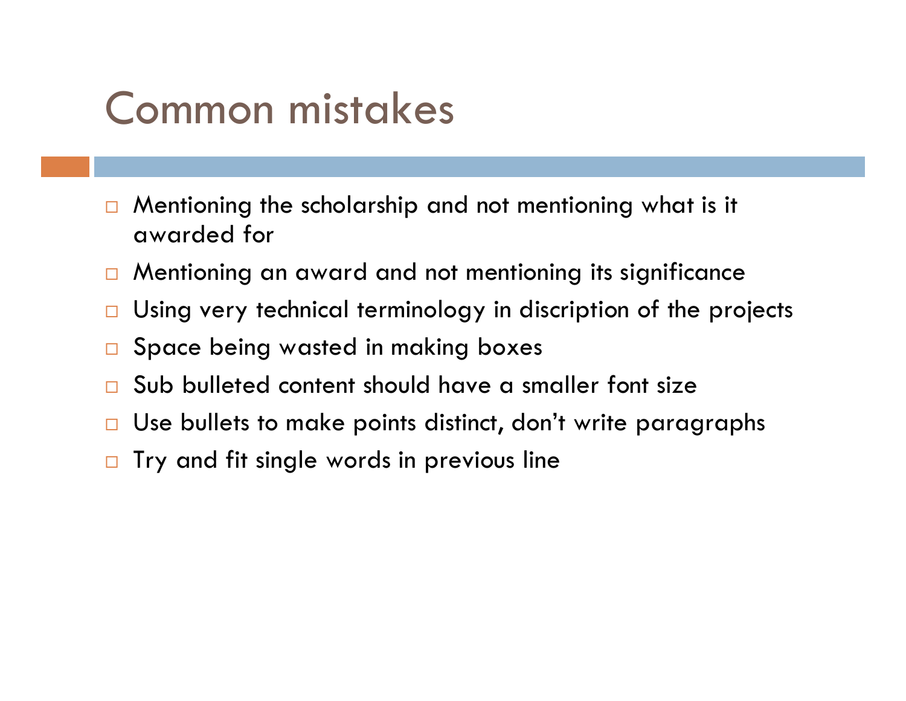# Common mistakes

- Mentioning the scholarship and not mentioning what is it awarded for
- Mentioning an award and not mentioning its significance
- Using very technical terminology in discription of the projects
- Space being wasted in making boxes
- Sub bulleted content should have a smaller font size
- Use bullets to make points distinct, don't write paragraphs
- Try and fit single words in previous line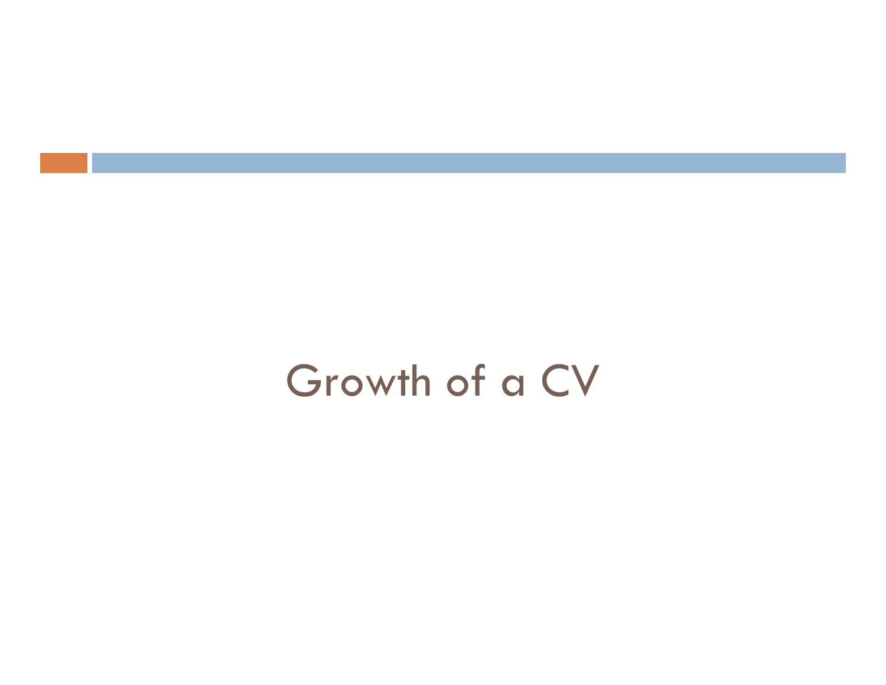# Growth of a CV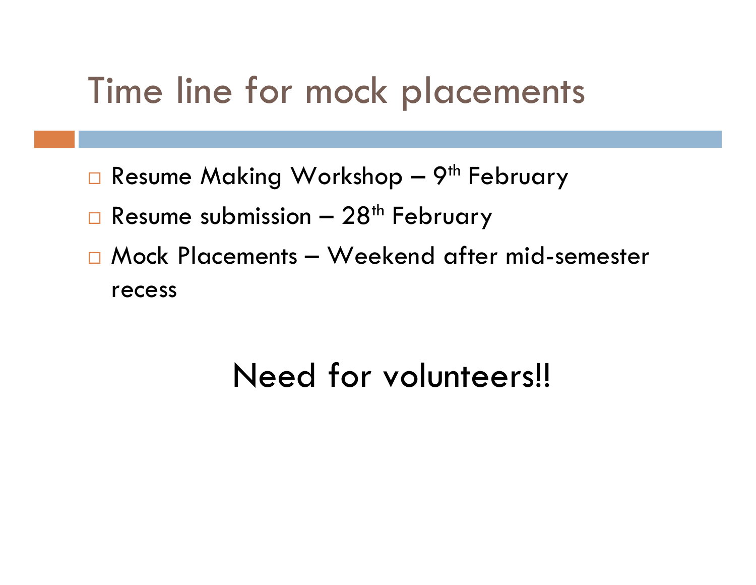# Time line for mock placements

- Resume Making Workshop – 9th February
- Resume submission – 28th February
- Mock Placements – Weekend after mid-semester recess

Need for volunteers!!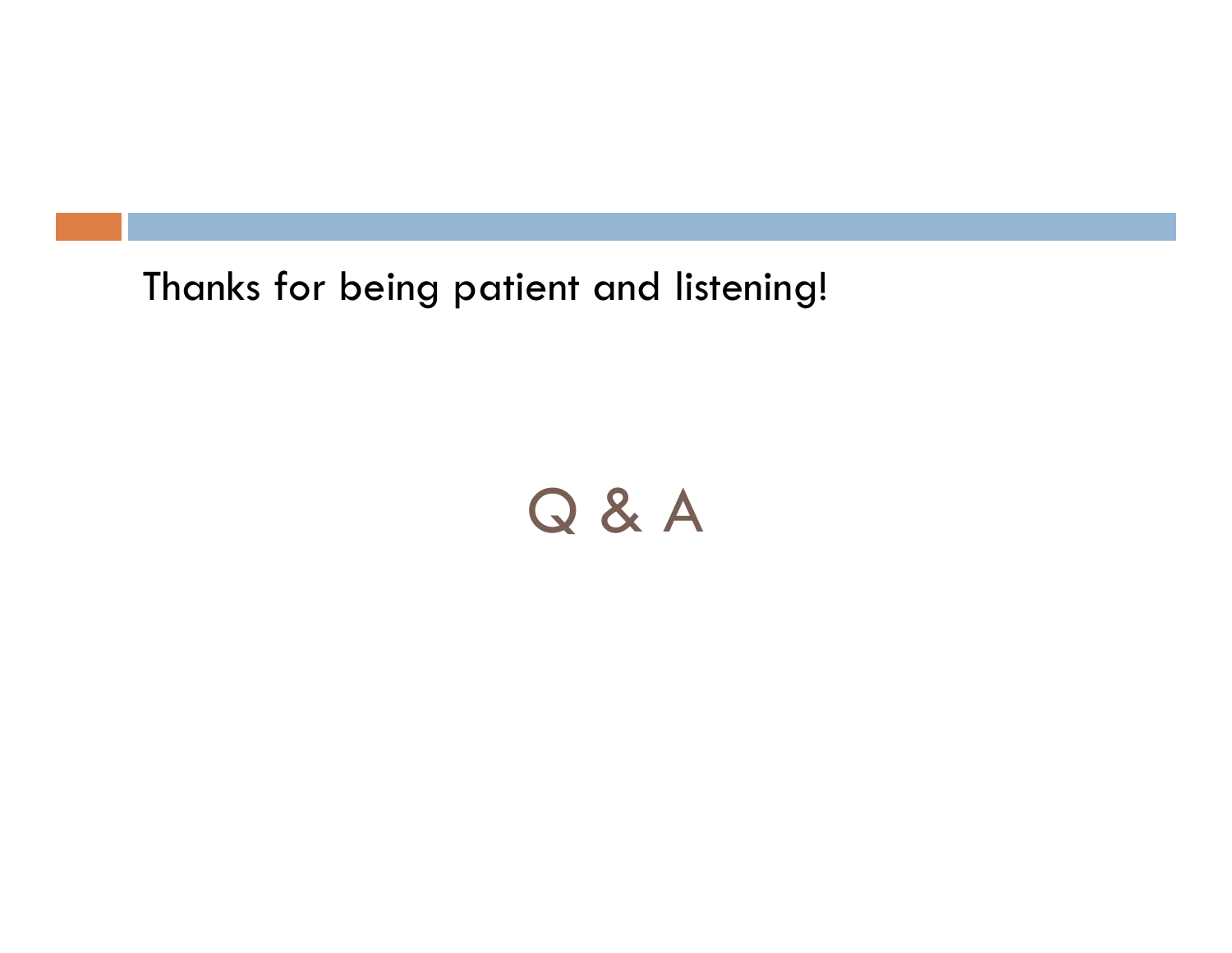Thanks for being patient and listening!

# Q & A